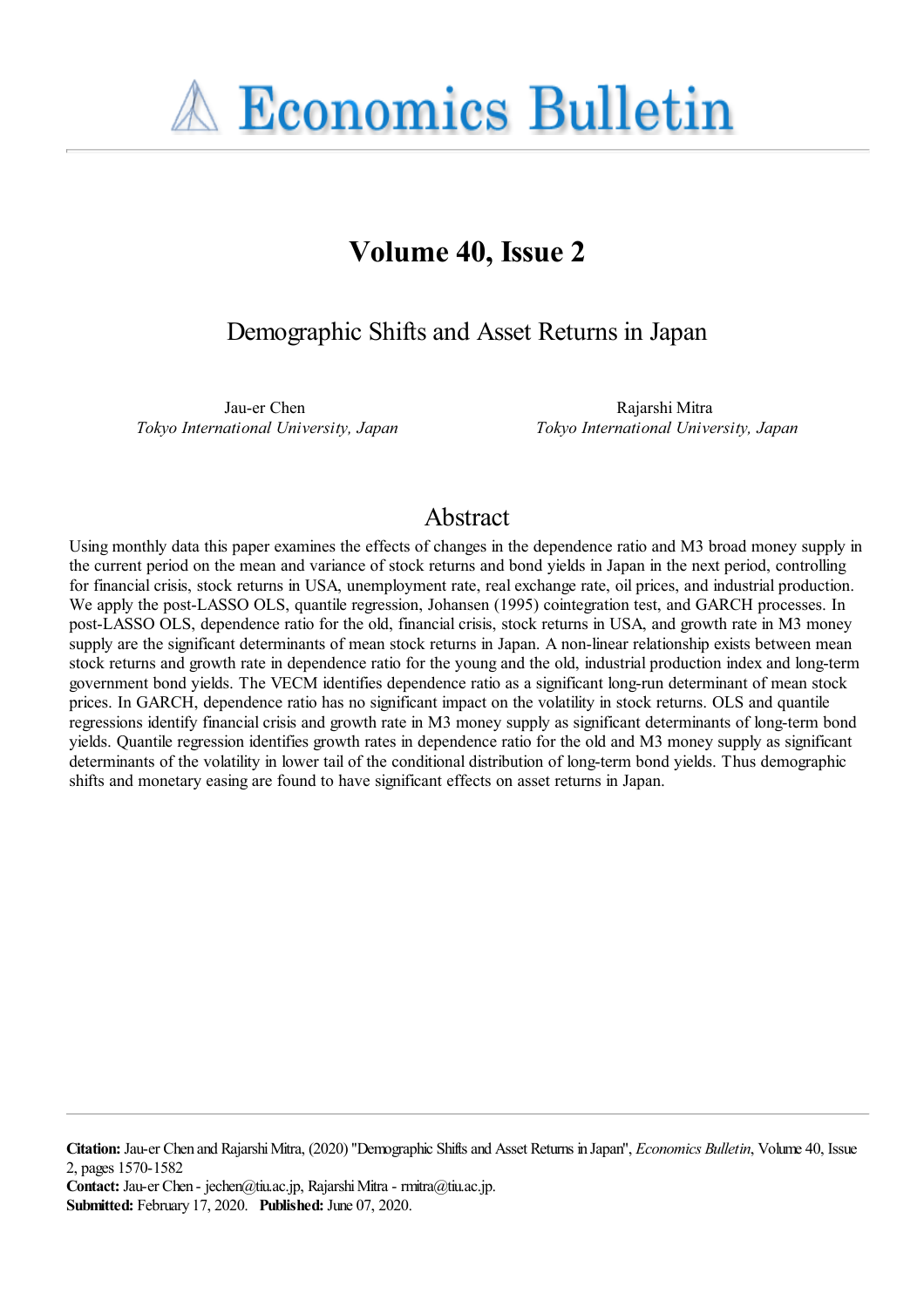# Economics Bulletin

## Volume 40, Issue 2

# Demographic Shifts and Asset Returns in Japan

Jau-er Chen  
*Tokyo International University, Japan*

Rajarshi Mitra  
*Tokyo International University, Japan*

## Abstract

Using monthly data this paper examines the effects of changes in the dependence ratio and M3 broad money supply in the current period on the mean and variance of stock returns and bond yields in Japan in the next period, controlling for financial crisis, stock returns in USA, unemployment rate, real exchange rate, oil prices, and industrial production. We apply the post-LASSO OLS, quantile regression, Johansen (1995) cointegration test, and GARCH processes. In post-LASSO OLS, dependence ratio for the old, financial crisis, stock returns in USA, and growth rate in M3 money supply are the significant determinants of mean stock returns in Japan. A non-linear relationship exists between mean stock returns and growth rate in dependence ratio for the young and the old, industrial production index and long-term government bond yields. The VECM identifies dependence ratio as a significant long-run determinant of mean stock prices. In GARCH, dependence ratio has no significant impact on the volatility in stock returns. OLS and quantile regressions identify financial crisis and growth rate in M3 money supply as significant determinants of long-term bond yields. Quantile regression identifies growth rates in dependence ratio for the old and M3 money supply as significant determinants of the volatility in lower tail of the conditional distribution of long-term bond yields. Thus demographic shifts and monetary easing are found to have significant effects on asset returns in Japan.

**Citation:** Jau-er Chen and Rajarshi Mitra, (2020) "Demographic Shifts and Asset Returns in Japan", *Economics Bulletin*, Volume 40, Issue 2, pages 1570-1582  
**Contact:** Jau-er Chen - jechen@tiu.ac.jp, Rajarshi Mitra - rmitra@tiu.ac.jp.  
**Submitted:** February 17, 2020. **Published:** June 07, 2020.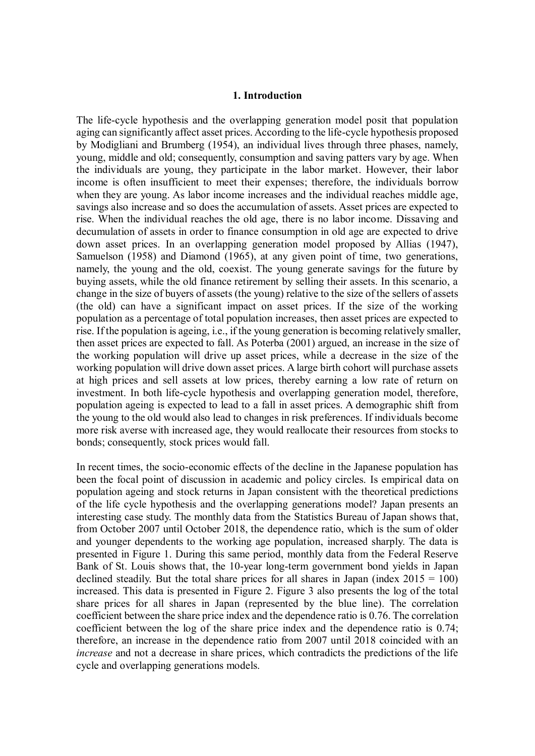## 1. Introduction

The life-cycle hypothesis and the overlapping generation model posit that population aging can significantly affect asset prices. According to the life-cycle hypothesis proposed by Modigliani and Brumberg (1954), an individual lives through three phases, namely, young, middle and old; consequently, consumption and saving patters vary by age. When the individuals are young, they participate in the labor market. However, their labor income is often insufficient to meet their expenses; therefore, the individuals borrow when they are young. As labor income increases and the individual reaches middle age, savings also increase and so does the accumulation of assets. Asset prices are expected to rise. When the individual reaches the old age, there is no labor income. Dissaving and decumulation of assets in order to finance consumption in old age are expected to drive down asset prices. In an overlapping generation model proposed by Allias (1947), Samuelson (1958) and Diamond (1965), at any given point of time, two generations, namely, the young and the old, coexist. The young generate savings for the future by buying assets, while the old finance retirement by selling their assets. In this scenario, a change in the size of buyers of assets (the young) relative to the size of the sellers of assets (the old) can have a significant impact on asset prices. If the size of the working population as a percentage of total population increases, then asset prices are expected to rise. If the population is ageing, i.e., if the young generation is becoming relatively smaller, then asset prices are expected to fall. As Poterba (2001) argued, an increase in the size of the working population will drive up asset prices, while a decrease in the size of the working population will drive down asset prices. A large birth cohort will purchase assets at high prices and sell assets at low prices, thereby earning a low rate of return on investment. In both life-cycle hypothesis and overlapping generation model, therefore, population ageing is expected to lead to a fall in asset prices. A demographic shift from the young to the old would also lead to changes in risk preferences. If individuals become more risk averse with increased age, they would reallocate their resources from stocks to bonds; consequently, stock prices would fall.

In recent times, the socio-economic effects of the decline in the Japanese population has been the focal point of discussion in academic and policy circles. Is empirical data on population ageing and stock returns in Japan consistent with the theoretical predictions of the life cycle hypothesis and the overlapping generations model? Japan presents an interesting case study. The monthly data from the Statistics Bureau of Japan shows that, from October 2007 until October 2018, the dependence ratio, which is the sum of older and younger dependents to the working age population, increased sharply. The data is presented in Figure 1. During this same period, monthly data from the Federal Reserve Bank of St. Louis shows that, the 10-year long-term government bond yields in Japan declined steadily. But the total share prices for all shares in Japan (index 2015 = 100) increased. This data is presented in Figure 2. Figure 3 also presents the log of the total share prices for all shares in Japan (represented by the blue line). The correlation coefficient between the share price index and the dependence ratio is 0.76. The correlation coefficient between the log of the share price index and the dependence ratio is 0.74; therefore, an increase in the dependence ratio from 2007 until 2018 coincided with an *increase* and not a decrease in share prices, which contradicts the predictions of the life cycle and overlapping generations models.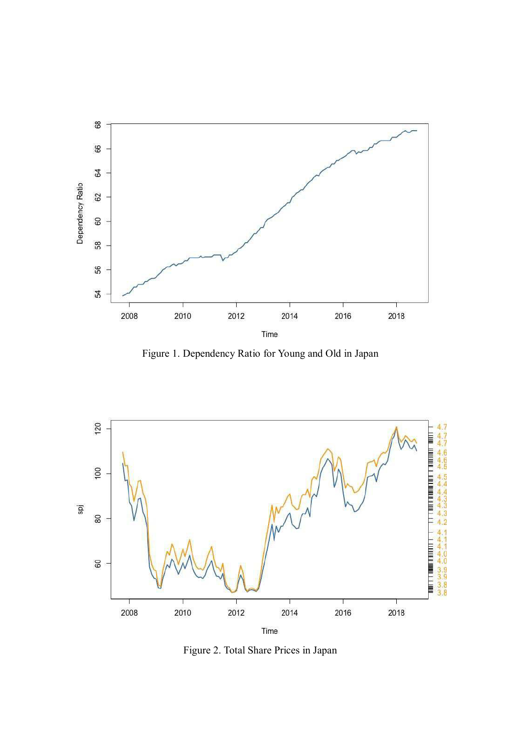Figure 1. Dependency Ratio for Young and Old in Japan

Figure 2. Total Share Prices in Japan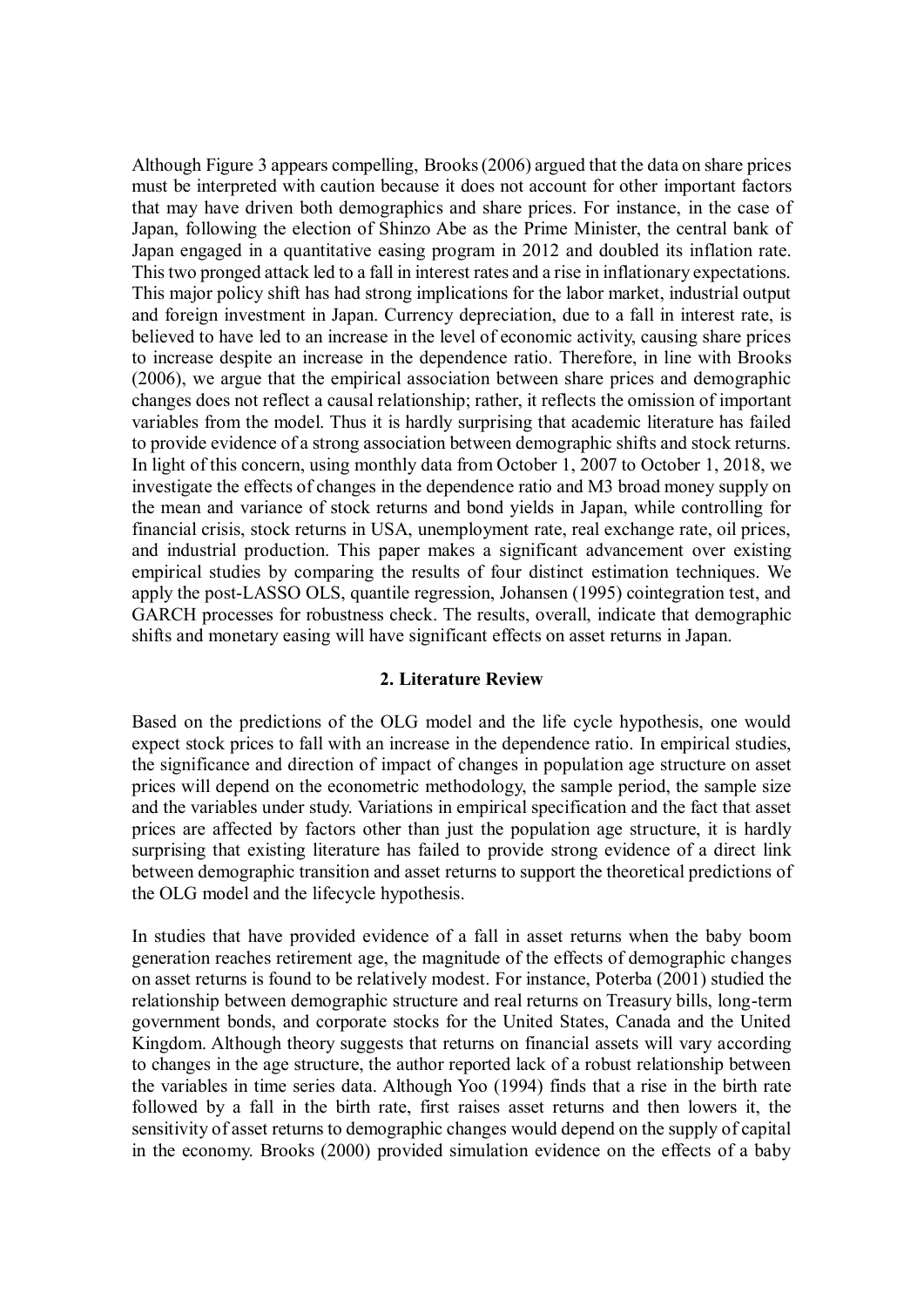Although Figure 3 appears compelling, Brooks (2006) argued that the data on share prices must be interpreted with caution because it does not account for other important factors that may have driven both demographics and share prices. For instance, in the case of Japan, following the election of Shinzo Abe as the Prime Minister, the central bank of Japan engaged in a quantitative easing program in 2012 and doubled its inflation rate. This two pronged attack led to a fall in interest rates and a rise in inflationary expectations. This major policy shift has had strong implications for the labor market, industrial output and foreign investment in Japan. Currency depreciation, due to a fall in interest rate, is believed to have led to an increase in the level of economic activity, causing share prices to increase despite an increase in the dependence ratio. Therefore, in line with Brooks (2006), we argue that the empirical association between share prices and demographic changes does not reflect a causal relationship; rather, it reflects the omission of important variables from the model. Thus it is hardly surprising that academic literature has failed to provide evidence of a strong association between demographic shifts and stock returns. In light of this concern, using monthly data from October 1, 2007 to October 1, 2018, we investigate the effects of changes in the dependence ratio and M3 broad money supply on the mean and variance of stock returns and bond yields in Japan, while controlling for financial crisis, stock returns in USA, unemployment rate, real exchange rate, oil prices, and industrial production. This paper makes a significant advancement over existing empirical studies by comparing the results of four distinct estimation techniques. We apply the post-LASSO OLS, quantile regression, Johansen (1995) cointegration test, and GARCH processes for robustness check. The results, overall, indicate that demographic shifts and monetary easing will have significant effects on asset returns in Japan.

## 2. Literature Review

Based on the predictions of the OLG model and the life cycle hypothesis, one would expect stock prices to fall with an increase in the dependence ratio. In empirical studies, the significance and direction of impact of changes in population age structure on asset prices will depend on the econometric methodology, the sample period, the sample size and the variables under study. Variations in empirical specification and the fact that asset prices are affected by factors other than just the population age structure, it is hardly surprising that existing literature has failed to provide strong evidence of a direct link between demographic transition and asset returns to support the theoretical predictions of the OLG model and the lifecycle hypothesis.

In studies that have provided evidence of a fall in asset returns when the baby boom generation reaches retirement age, the magnitude of the effects of demographic changes on asset returns is found to be relatively modest. For instance, Poterba (2001) studied the relationship between demographic structure and real returns on Treasury bills, long-term government bonds, and corporate stocks for the United States, Canada and the United Kingdom. Although theory suggests that returns on financial assets will vary according to changes in the age structure, the author reported lack of a robust relationship between the variables in time series data. Although Yoo (1994) finds that a rise in the birth rate followed by a fall in the birth rate, first raises asset returns and then lowers it, the sensitivity of asset returns to demographic changes would depend on the supply of capital in the economy. Brooks (2000) provided simulation evidence on the effects of a baby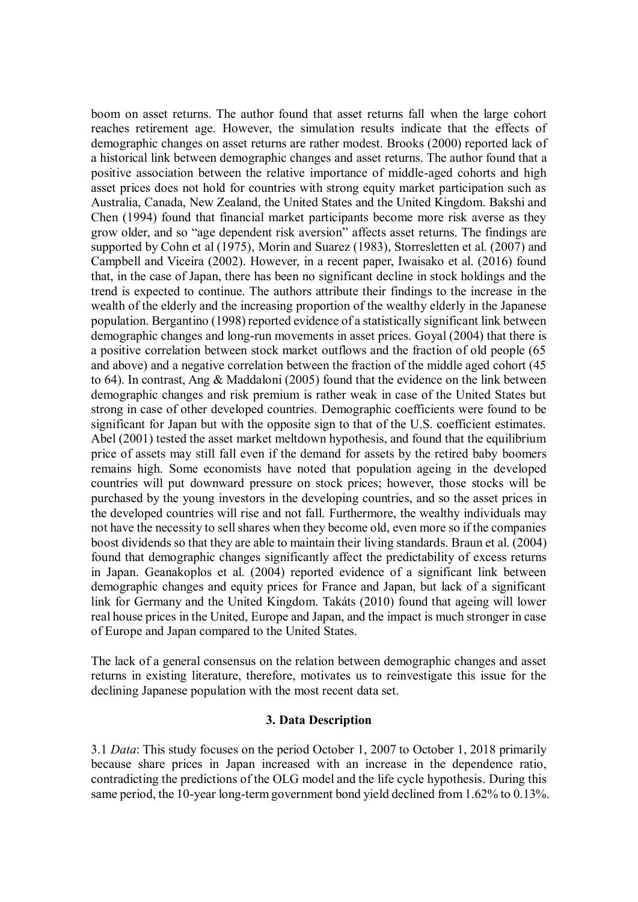boom on asset returns. The author found that asset returns fall when the large cohort reaches retirement age. However, the simulation results indicate that the effects of demographic changes on asset returns are rather modest. Brooks (2000) reported lack of a historical link between demographic changes and asset returns. The author found that a positive association between the relative importance of middle-aged cohorts and high asset prices does not hold for countries with strong equity market participation such as Australia, Canada, New Zealand, the United States and the United Kingdom. Bakshi and Chen (1994) found that financial market participants become more risk averse as they grow older, and so "age dependent risk aversion" affects asset returns. The findings are supported by Cohn et al (1975), Morin and Suarez (1983), Storresletten et al. (2007) and Campbell and Viceira (2002). However, in a recent paper, Iwaisako et al. (2016) found that, in the case of Japan, there has been no significant decline in stock holdings and the trend is expected to continue. The authors attribute their findings to the increase in the wealth of the elderly and the increasing proportion of the wealthy elderly in the Japanese population. Bergantino (1998) reported evidence of a statistically significant link between demographic changes and long-run movements in asset prices. Goyal (2004) that there is a positive correlation between stock market outflows and the fraction of old people (65 and above) and a negative correlation between the fraction of the middle aged cohort (45 to 64). In contrast, Ang & Maddaloni (2005) found that the evidence on the link between demographic changes and risk premium is rather weak in case of the United States but strong in case of other developed countries. Demographic coefficients were found to be significant for Japan but with the opposite sign to that of the U.S. coefficient estimates. Abel (2001) tested the asset market meltdown hypothesis, and found that the equilibrium price of assets may still fall even if the demand for assets by the retired baby boomers remains high. Some economists have noted that population ageing in the developed countries will put downward pressure on stock prices; however, those stocks will be purchased by the young investors in the developing countries, and so the asset prices in the developed countries will rise and not fall. Furthermore, the wealthy individuals may not have the necessity to sell shares when they become old, even more so if the companies boost dividends so that they are able to maintain their living standards. Braun et al. (2004) found that demographic changes significantly affect the predictability of excess returns in Japan. Geanakoplos et al. (2004) reported evidence of a significant link between demographic changes and equity prices for France and Japan, but lack of a significant link for Germany and the United Kingdom. Takáts (2010) found that ageing will lower real house prices in the United, Europe and Japan, and the impact is much stronger in case of Europe and Japan compared to the United States.

The lack of a general consensus on the relation between demographic changes and asset returns in existing literature, therefore, motivates us to reinvestigate this issue for the declining Japanese population with the most recent data set.

## 3. Data Description

3.1 *Data*: This study focuses on the period October 1, 2007 to October 1, 2018 primarily because share prices in Japan increased with an increase in the dependence ratio, contradicting the predictions of the OLG model and the life cycle hypothesis. During this same period, the 10-year long-term government bond yield declined from 1.62% to 0.13%.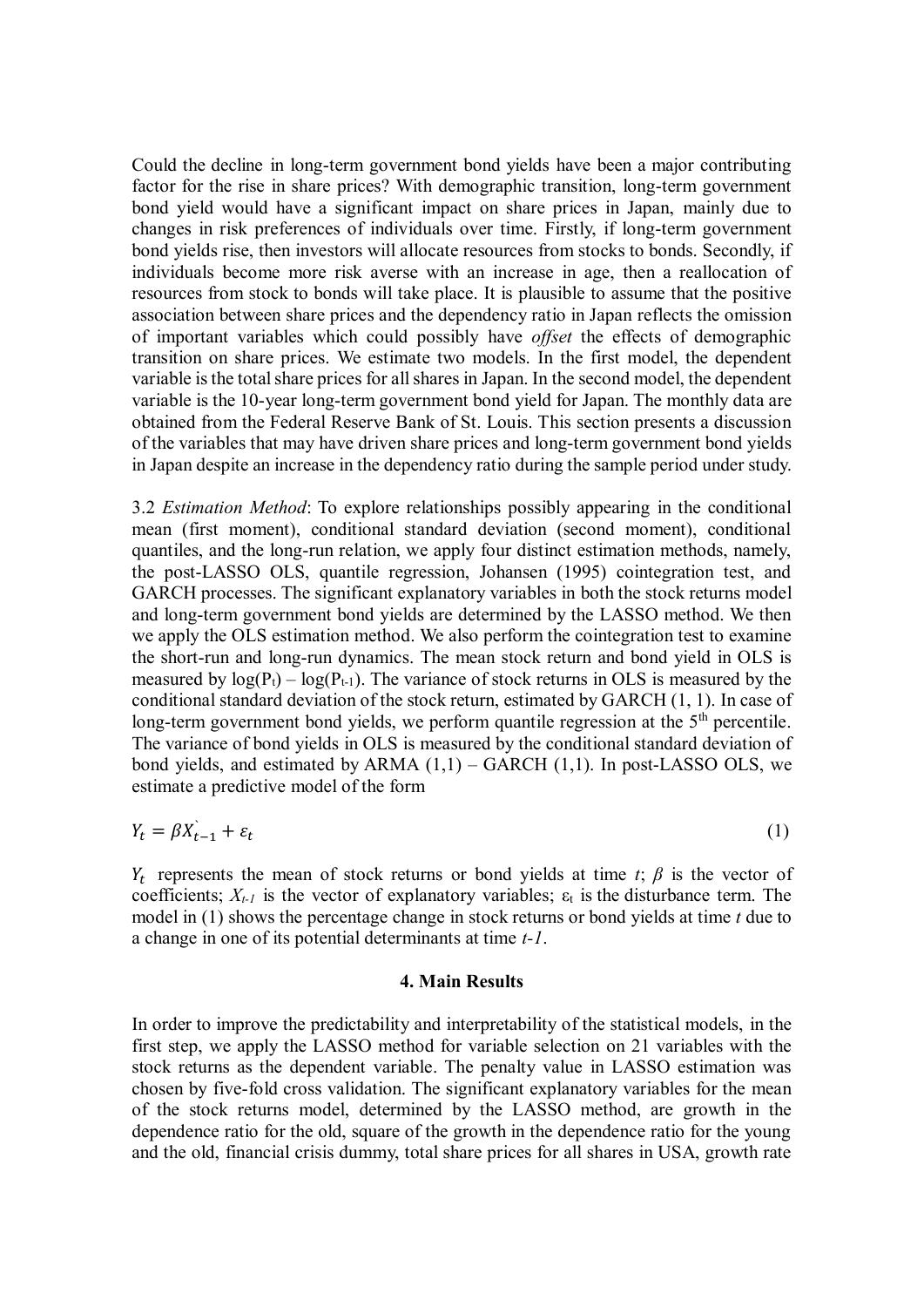Could the decline in long-term government bond yields have been a major contributing factor for the rise in share prices? With demographic transition, long-term government bond yield would have a significant impact on share prices in Japan, mainly due to changes in risk preferences of individuals over time. Firstly, if long-term government bond yields rise, then investors will allocate resources from stocks to bonds. Secondly, if individuals become more risk averse with an increase in age, then a reallocation of resources from stock to bonds will take place. It is plausible to assume that the positive association between share prices and the dependency ratio in Japan reflects the omission of important variables which could possibly have *offset* the effects of demographic transition on share prices. We estimate two models. In the first model, the dependent variable is the total share prices for all shares in Japan. In the second model, the dependent variable is the 10-year long-term government bond yield for Japan. The monthly data are obtained from the Federal Reserve Bank of St. Louis. This section presents a discussion of the variables that may have driven share prices and long-term government bond yields in Japan despite an increase in the dependency ratio during the sample period under study.

3.2 *Estimation Method*: To explore relationships possibly appearing in the conditional mean (first moment), conditional standard deviation (second moment), conditional quantiles, and the long-run relation, we apply four distinct estimation methods, namely, the post-LASSO OLS, quantile regression, Johansen (1995) cointegration test, and GARCH processes. The significant explanatory variables in both the stock returns model and long-term government bond yields are determined by the LASSO method. We then we apply the OLS estimation method. We also perform the cointegration test to examine the short-run and long-run dynamics. The mean stock return and bond yield in OLS is measured by $\log(P_t) - \log(P_{t-1})$. The variance of stock returns in OLS is measured by the conditional standard deviation of the stock return, estimated by GARCH (1, 1). In case of long-term government bond yields, we perform quantile regression at the 5th percentile. The variance of bond yields in OLS is measured by the conditional standard deviation of bond yields, and estimated by ARMA (1,1) – GARCH (1,1). In post-LASSO OLS, we estimate a predictive model of the form

$$Y_t = \beta X_{t-1}^{`} + \varepsilon_t \tag{1}$$

$Y_t$ represents the mean of stock returns or bond yields at time $t$; $\beta$ is the vector of coefficients; $X_{t-1}$ is the vector of explanatory variables; $\varepsilon_t$ is the disturbance term. The model in (1) shows the percentage change in stock returns or bond yields at time $t$ due to a change in one of its potential determinants at time $t-1$.

## 4. Main Results

In order to improve the predictability and interpretability of the statistical models, in the first step, we apply the LASSO method for variable selection on 21 variables with the stock returns as the dependent variable. The penalty value in LASSO estimation was chosen by five-fold cross validation. The significant explanatory variables for the mean of the stock returns model, determined by the LASSO method, are growth in the dependence ratio for the old, square of the growth in the dependence ratio for the young and the old, financial crisis dummy, total share prices for all shares in USA, growth rate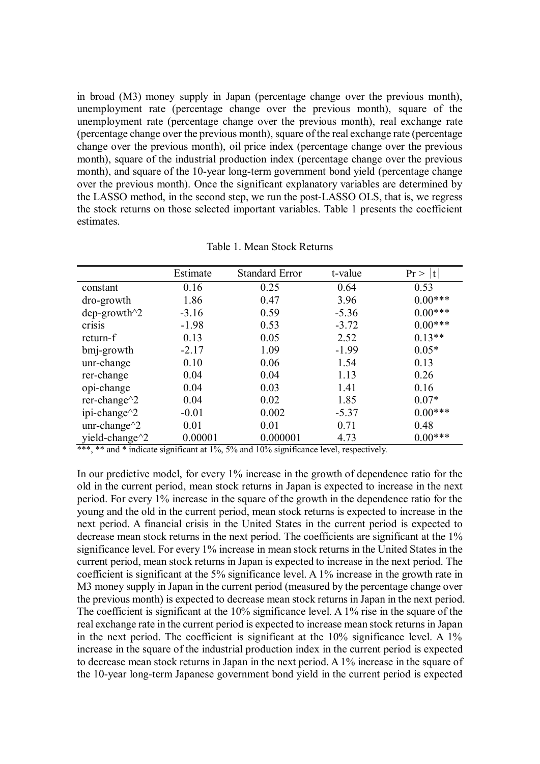in broad (M3) money supply in Japan (percentage change over the previous month), unemployment rate (percentage change over the previous month), square of the unemployment rate (percentage change over the previous month), real exchange rate (percentage change over the previous month), square of the real exchange rate (percentage change over the previous month), oil price index (percentage change over the previous month), square of the industrial production index (percentage change over the previous month), and square of the 10-year long-term government bond yield (percentage change over the previous month). Once the significant explanatory variables are determined by the LASSO method, in the second step, we run the post-LASSO OLS, that is, we regress the stock returns on those selected important variables. Table 1 presents the coefficient estimates.

Table 1. Mean Stock Returns

| | Estimate | Standard Error | t-value | Pr > \|t\| |
|---|---|---|---|---|
| constant | 0.16 | 0.25 | 0.64 | 0.53 |
| dro-growth | 1.86 | 0.47 | 3.96 | 0.00*** |
| dep-growth^2 | -3.16 | 0.59 | -5.36 | 0.00*** |
| crisis | -1.98 | 0.53 | -3.72 | 0.00*** |
| return-f | 0.13 | 0.05 | 2.52 | 0.13** |
| bmj-growth | -2.17 | 1.09 | -1.99 | 0.05* |
| unr-change | 0.10 | 0.06 | 1.54 | 0.13 |
| rer-change | 0.04 | 0.04 | 1.13 | 0.26 |
| opi-change | 0.04 | 0.03 | 1.41 | 0.16 |
| rer-change^2 | 0.04 | 0.02 | 1.85 | 0.07* |
| ipi-change^2 | -0.01 | 0.002 | -5.37 | 0.00*** |
| unr-change^2 | 0.01 | 0.01 | 0.71 | 0.48 |
| yield-change^2 | 0.00001 | 0.000001 | 4.73 | 0.00*** |

***, ** and * indicate significant at 1%, 5% and 10% significance level, respectively.

In our predictive model, for every 1% increase in the growth of dependence ratio for the old in the current period, mean stock returns in Japan is expected to increase in the next period. For every 1% increase in the square of the growth in the dependence ratio for the young and the old in the current period, mean stock returns is expected to increase in the next period. A financial crisis in the United States in the current period is expected to decrease mean stock returns in the next period. The coefficients are significant at the 1% significance level. For every 1% increase in mean stock returns in the United States in the current period, mean stock returns in Japan is expected to increase in the next period. The coefficient is significant at the 5% significance level. A 1% increase in the growth rate in M3 money supply in Japan in the current period (measured by the percentage change over the previous month) is expected to decrease mean stock returns in Japan in the next period. The coefficient is significant at the 10% significance level. A 1% rise in the square of the real exchange rate in the current period is expected to increase mean stock returns in Japan in the next period. The coefficient is significant at the 10% significance level. A 1% increase in the square of the industrial production index in the current period is expected to decrease mean stock returns in Japan in the next period. A 1% increase in the square of the 10-year long-term Japanese government bond yield in the current period is expected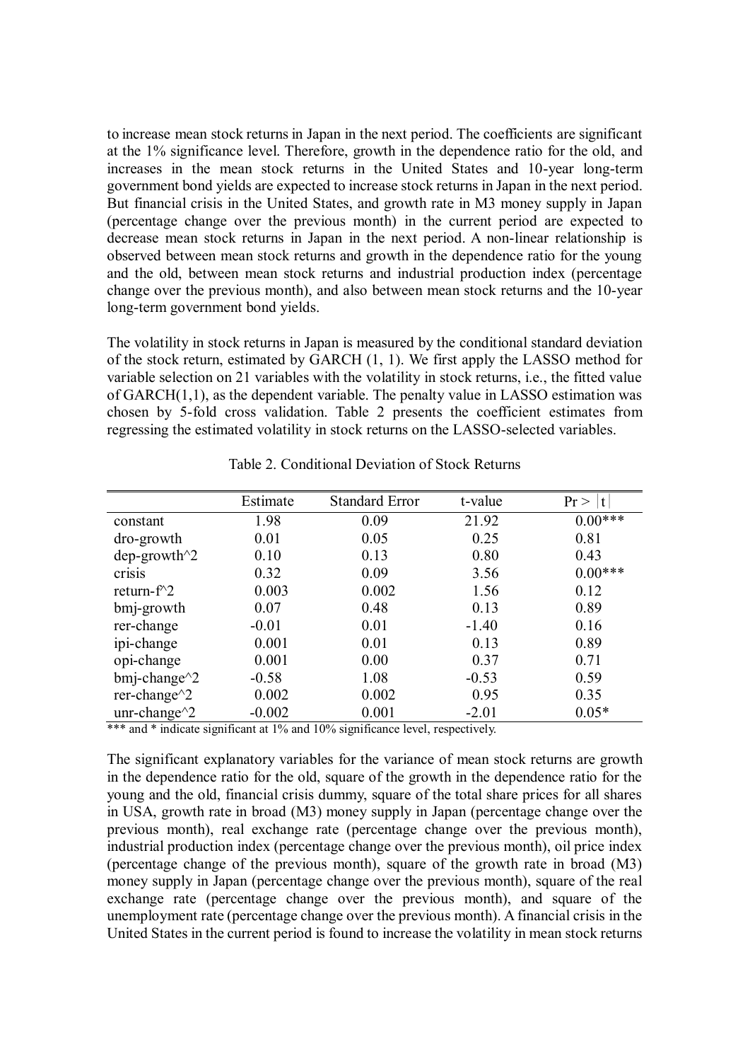to increase mean stock returns in Japan in the next period. The coefficients are significant at the 1% significance level. Therefore, growth in the dependence ratio for the old, and increases in the mean stock returns in the United States and 10-year long-term government bond yields are expected to increase stock returns in Japan in the next period. But financial crisis in the United States, and growth rate in M3 money supply in Japan (percentage change over the previous month) in the current period are expected to decrease mean stock returns in Japan in the next period. A non-linear relationship is observed between mean stock returns and growth in the dependence ratio for the young and the old, between mean stock returns and industrial production index (percentage change over the previous month), and also between mean stock returns and the 10-year long-term government bond yields.

The volatility in stock returns in Japan is measured by the conditional standard deviation of the stock return, estimated by GARCH (1, 1). We first apply the LASSO method for variable selection on 21 variables with the volatility in stock returns, i.e., the fitted value of GARCH(1,1), as the dependent variable. The penalty value in LASSO estimation was chosen by 5-fold cross validation. Table 2 presents the coefficient estimates from regressing the estimated volatility in stock returns on the LASSO-selected variables.

Table 2. Conditional Deviation of Stock Returns

| | Estimate | Standard Error | t-value | Pr > \|t\| |
|---|---|---|---|---|
| constant | 1.98 | 0.09 | 21.92 | 0.00*** |
| dro-growth | 0.01 | 0.05 | 0.25 | 0.81 |
| dep-growth^2 | 0.10 | 0.13 | 0.80 | 0.43 |
| crisis | 0.32 | 0.09 | 3.56 | 0.00*** |
| return-f^2 | 0.003 | 0.002 | 1.56 | 0.12 |
| bmj-growth | 0.07 | 0.48 | 0.13 | 0.89 |
| rer-change | -0.01 | 0.01 | -1.40 | 0.16 |
| ipi-change | 0.001 | 0.01 | 0.13 | 0.89 |
| opi-change | 0.001 | 0.00 | 0.37 | 0.71 |
| bmj-change^2 | -0.58 | 1.08 | -0.53 | 0.59 |
| rer-change^2 | 0.002 | 0.002 | 0.95 | 0.35 |
| unr-change^2 | -0.002 | 0.001 | -2.01 | 0.05* |

*** and * indicate significant at 1% and 10% significance level, respectively.

The significant explanatory variables for the variance of mean stock returns are growth in the dependence ratio for the old, square of the growth in the dependence ratio for the young and the old, financial crisis dummy, square of the total share prices for all shares in USA, growth rate in broad (M3) money supply in Japan (percentage change over the previous month), real exchange rate (percentage change over the previous month), industrial production index (percentage change over the previous month), oil price index (percentage change of the previous month), square of the growth rate in broad (M3) money supply in Japan (percentage change over the previous month), square of the real exchange rate (percentage change over the previous month), and square of the unemployment rate (percentage change over the previous month). A financial crisis in the United States in the current period is found to increase the volatility in mean stock returns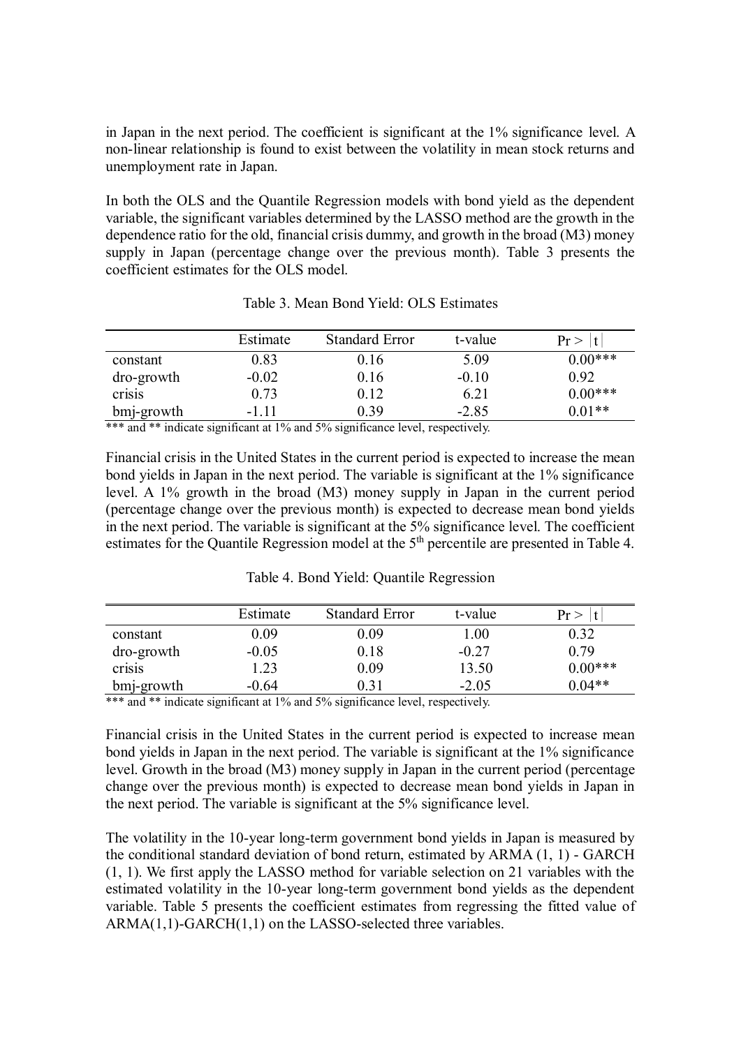in Japan in the next period. The coefficient is significant at the 1% significance level. A non-linear relationship is found to exist between the volatility in mean stock returns and unemployment rate in Japan.

In both the OLS and the Quantile Regression models with bond yield as the dependent variable, the significant variables determined by the LASSO method are the growth in the dependence ratio for the old, financial crisis dummy, and growth in the broad (M3) money supply in Japan (percentage change over the previous month). Table 3 presents the coefficient estimates for the OLS model.

Table 3. Mean Bond Yield: OLS Estimates

| | Estimate | Standard Error | t-value | $\Pr > \lvert t \rvert$ |
|---|---|---|---|---|
| constant | 0.83 | 0.16 | 5.09 | 0.00*** |
| dro-growth | -0.02 | 0.16 | -0.10 | 0.92 |
| crisis | 0.73 | 0.12 | 6.21 | 0.00*** |
| bmj-growth | -1.11 | 0.39 | -2.85 | 0.01** |

*** and ** indicate significant at 1% and 5% significance level, respectively.

Financial crisis in the United States in the current period is expected to increase the mean bond yields in Japan in the next period. The variable is significant at the 1% significance level. A 1% growth in the broad (M3) money supply in Japan in the current period (percentage change over the previous month) is expected to decrease mean bond yields in the next period. The variable is significant at the 5% significance level. The coefficient estimates for the Quantile Regression model at the 5th percentile are presented in Table 4.

Table 4. Bond Yield: Quantile Regression

| | Estimate | Standard Error | t-value | $\Pr > \lvert t \rvert$ |
|---|---|---|---|---|
| constant | 0.09 | 0.09 | 1.00 | 0.32 |
| dro-growth | -0.05 | 0.18 | -0.27 | 0.79 |
| crisis | 1.23 | 0.09 | 13.50 | 0.00*** |
| bmj-growth | -0.64 | 0.31 | -2.05 | 0.04** |

*** and ** indicate significant at 1% and 5% significance level, respectively.

Financial crisis in the United States in the current period is expected to increase mean bond yields in Japan in the next period. The variable is significant at the 1% significance level. Growth in the broad (M3) money supply in Japan in the current period (percentage change over the previous month) is expected to decrease mean bond yields in Japan in the next period. The variable is significant at the 5% significance level.

The volatility in the 10-year long-term government bond yields in Japan is measured by the conditional standard deviation of bond return, estimated by ARMA (1, 1) - GARCH (1, 1). We first apply the LASSO method for variable selection on 21 variables with the estimated volatility in the 10-year long-term government bond yields as the dependent variable. Table 5 presents the coefficient estimates from regressing the fitted value of ARMA(1,1)-GARCH(1,1) on the LASSO-selected three variables.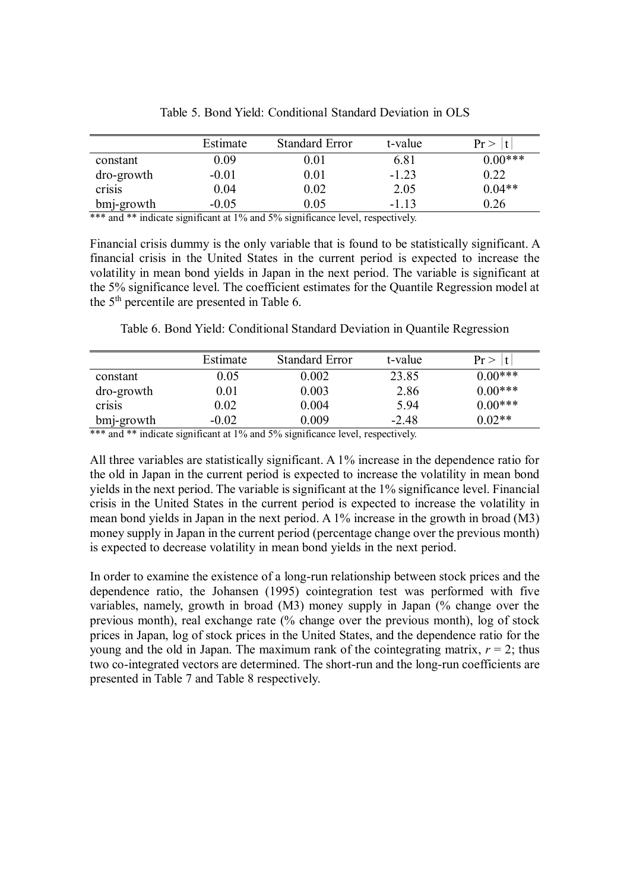Table 5. Bond Yield: Conditional Standard Deviation in OLS

| | Estimate | Standard Error | t-value | Pr > \|t\| |
|---|---|---|---|---|
| constant | 0.09 | 0.01 | 6.81 | 0.00*** |
| dro-growth | -0.01 | 0.01 | -1.23 | 0.22 |
| crisis | 0.04 | 0.02 | 2.05 | 0.04** |
| bmj-growth | -0.05 | 0.05 | -1.13 | 0.26 |

*** and ** indicate significant at 1% and 5% significance level, respectively.

Financial crisis dummy is the only variable that is found to be statistically significant. A financial crisis in the United States in the current period is expected to increase the volatility in mean bond yields in Japan in the next period. The variable is significant at the 5% significance level. The coefficient estimates for the Quantile Regression model at the 5th percentile are presented in Table 6.

Table 6. Bond Yield: Conditional Standard Deviation in Quantile Regression

| | Estimate | Standard Error | t-value | Pr > \|t\| |
|---|---|---|---|---|
| constant | 0.05 | 0.002 | 23.85 | 0.00*** |
| dro-growth | 0.01 | 0.003 | 2.86 | 0.00*** |
| crisis | 0.02 | 0.004 | 5.94 | 0.00*** |
| bmj-growth | -0.02 | 0.009 | -2.48 | 0.02** |

*** and ** indicate significant at 1% and 5% significance level, respectively.

All three variables are statistically significant. A 1% increase in the dependence ratio for the old in Japan in the current period is expected to increase the volatility in mean bond yields in the next period. The variable is significant at the 1% significance level. Financial crisis in the United States in the current period is expected to increase the volatility in mean bond yields in Japan in the next period. A 1% increase in the growth in broad (M3) money supply in Japan in the current period (percentage change over the previous month) is expected to decrease volatility in mean bond yields in the next period.

In order to examine the existence of a long-run relationship between stock prices and the dependence ratio, the Johansen (1995) cointegration test was performed with five variables, namely, growth in broad (M3) money supply in Japan (% change over the previous month), real exchange rate (% change over the previous month), log of stock prices in Japan, log of stock prices in the United States, and the dependence ratio for the young and the old in Japan. The maximum rank of the cointegrating matrix, $r = 2$; thus two co-integrated vectors are determined. The short-run and the long-run coefficients are presented in Table 7 and Table 8 respectively.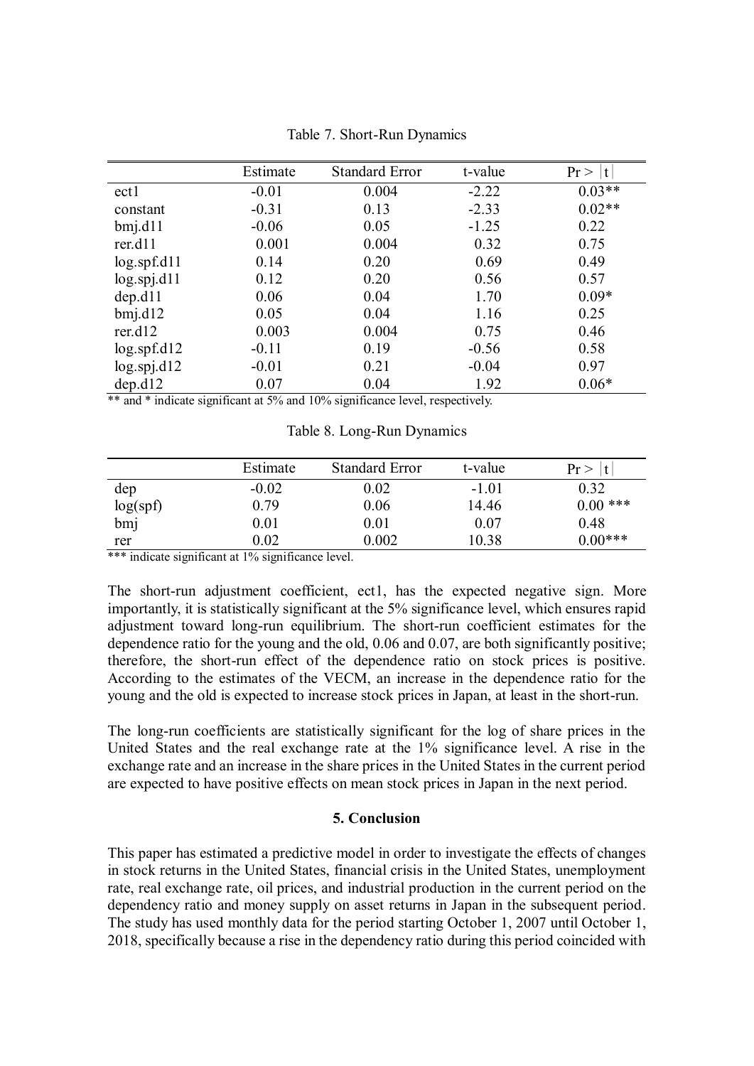Table 7. Short-Run Dynamics

| | Estimate | Standard Error | t-value | Pr > \|t\| |
|---|---|---|---|---|
| ect1 | -0.01 | 0.004 | -2.22 | 0.03** |
| constant | -0.31 | 0.13 | -2.33 | 0.02** |
| bmj.d11 | -0.06 | 0.05 | -1.25 | 0.22 |
| rer.d11 | 0.001 | 0.004 | 0.32 | 0.75 |
| log.spf.d11 | 0.14 | 0.20 | 0.69 | 0.49 |
| log.spj.d11 | 0.12 | 0.20 | 0.56 | 0.57 |
| dep.d11 | 0.06 | 0.04 | 1.70 | 0.09* |
| bmj.d12 | 0.05 | 0.04 | 1.16 | 0.25 |
| rer.d12 | 0.003 | 0.004 | 0.75 | 0.46 |
| log.spf.d12 | -0.11 | 0.19 | -0.56 | 0.58 |
| log.spj.d12 | -0.01 | 0.21 | -0.04 | 0.97 |
| dep.d12 | 0.07 | 0.04 | 1.92 | 0.06* |

** and * indicate significant at 5% and 10% significance level, respectively.

Table 8. Long-Run Dynamics

| | Estimate | Standard Error | t-value | Pr > \|t\| |
|---|---|---|---|---|
| dep | -0.02 | 0.02 | -1.01 | 0.32 |
| log(spf) | 0.79 | 0.06 | 14.46 | 0.00 *** |
| bmj | 0.01 | 0.01 | 0.07 | 0.48 |
| rer | 0.02 | 0.002 | 10.38 | 0.00*** |

*** indicate significant at 1% significance level.

The short-run adjustment coefficient, ect1, has the expected negative sign. More importantly, it is statistically significant at the 5% significance level, which ensures rapid adjustment toward long-run equilibrium. The short-run coefficient estimates for the dependence ratio for the young and the old, 0.06 and 0.07, are both significantly positive; therefore, the short-run effect of the dependence ratio on stock prices is positive. According to the estimates of the VECM, an increase in the dependence ratio for the young and the old is expected to increase stock prices in Japan, at least in the short-run.

The long-run coefficients are statistically significant for the log of share prices in the United States and the real exchange rate at the 1% significance level. A rise in the exchange rate and an increase in the share prices in the United States in the current period are expected to have positive effects on mean stock prices in Japan in the next period.

## 5. Conclusion

This paper has estimated a predictive model in order to investigate the effects of changes in stock returns in the United States, financial crisis in the United States, unemployment rate, real exchange rate, oil prices, and industrial production in the current period on the dependency ratio and money supply on asset returns in Japan in the subsequent period. The study has used monthly data for the period starting October 1, 2007 until October 1, 2018, specifically because a rise in the dependency ratio during this period coincided with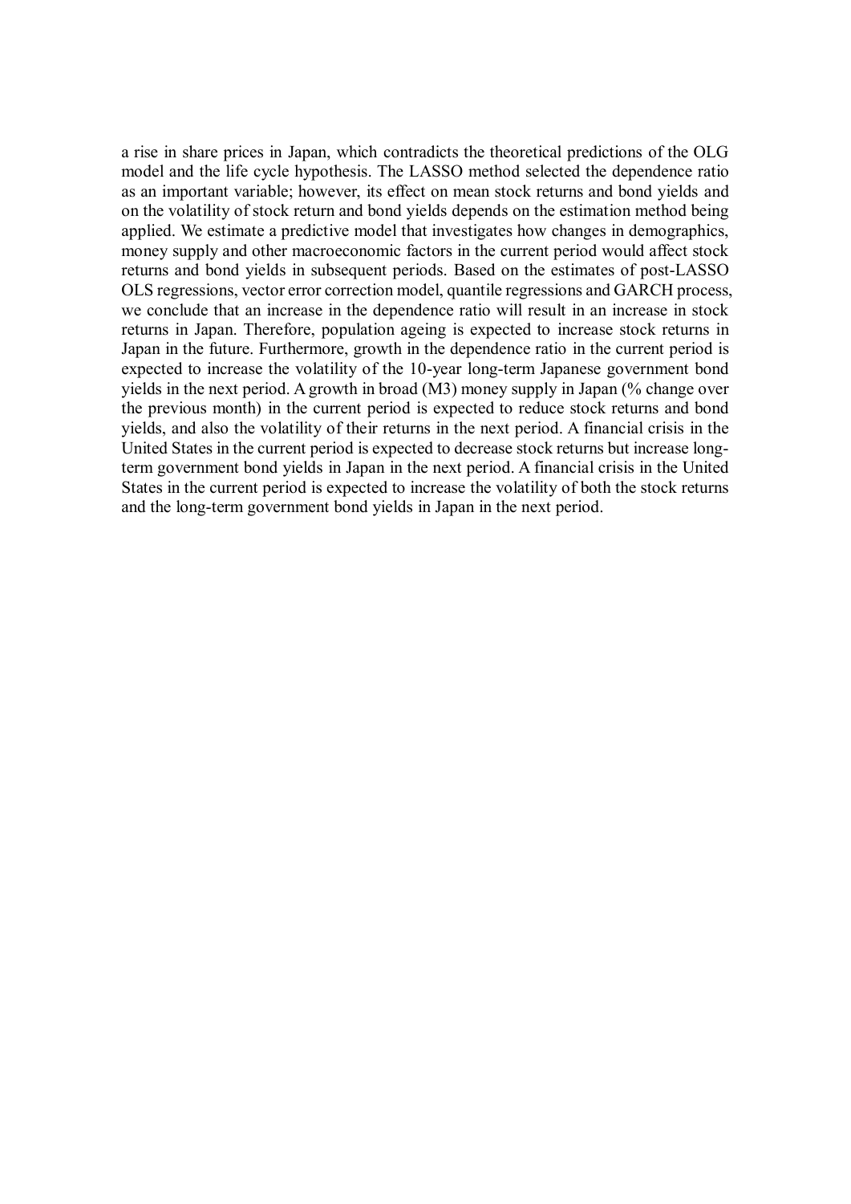a rise in share prices in Japan, which contradicts the theoretical predictions of the OLG model and the life cycle hypothesis. The LASSO method selected the dependence ratio as an important variable; however, its effect on mean stock returns and bond yields and on the volatility of stock return and bond yields depends on the estimation method being applied. We estimate a predictive model that investigates how changes in demographics, money supply and other macroeconomic factors in the current period would affect stock returns and bond yields in subsequent periods. Based on the estimates of post-LASSO OLS regressions, vector error correction model, quantile regressions and GARCH process, we conclude that an increase in the dependence ratio will result in an increase in stock returns in Japan. Therefore, population ageing is expected to increase stock returns in Japan in the future. Furthermore, growth in the dependence ratio in the current period is expected to increase the volatility of the 10-year long-term Japanese government bond yields in the next period. A growth in broad (M3) money supply in Japan (% change over the previous month) in the current period is expected to reduce stock returns and bond yields, and also the volatility of their returns in the next period. A financial crisis in the United States in the current period is expected to decrease stock returns but increase long-term government bond yields in Japan in the next period. A financial crisis in the United States in the current period is expected to increase the volatility of both the stock returns and the long-term government bond yields in Japan in the next period.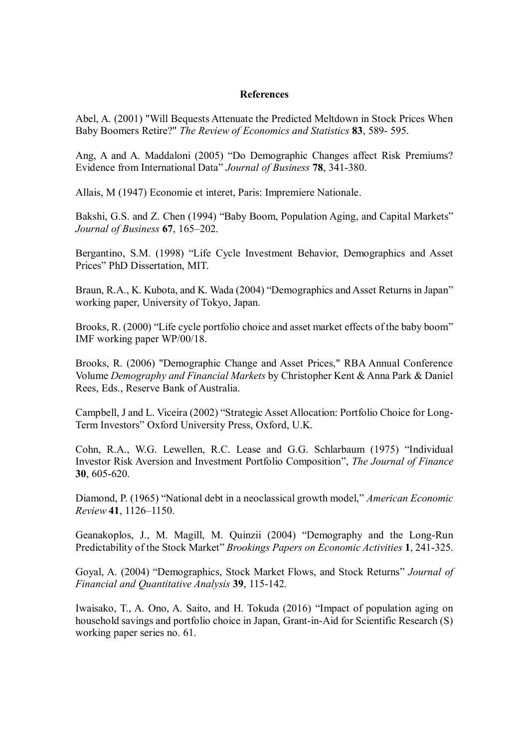## References

Abel, A. (2001) "Will Bequests Attenuate the Predicted Meltdown in Stock Prices When Baby Boomers Retire?" *The Review of Economics and Statistics* **83**, 589- 595.

Ang, A and A. Maddaloni (2005) "Do Demographic Changes affect Risk Premiums? Evidence from International Data" *Journal of Business* **78**, 341-380.

Allais, M (1947) Economie et interet, Paris: Impremiere Nationale.

Bakshi, G.S. and Z. Chen (1994) "Baby Boom, Population Aging, and Capital Markets" *Journal of Business* **67**, 165–202.

Bergantino, S.M. (1998) "Life Cycle Investment Behavior, Demographics and Asset Prices" PhD Dissertation, MIT.

Braun, R.A., K. Kubota, and K. Wada (2004) "Demographics and Asset Returns in Japan" working paper, University of Tokyo, Japan.

Brooks, R. (2000) "Life cycle portfolio choice and asset market effects of the baby boom" IMF working paper WP/00/18.

Brooks, R. (2006) "Demographic Change and Asset Prices," RBA Annual Conference Volume *Demography and Financial Markets* by Christopher Kent & Anna Park & Daniel Rees, Eds., Reserve Bank of Australia.

Campbell, J and L. Viceira (2002) "Strategic Asset Allocation: Portfolio Choice for Long-Term Investors" Oxford University Press, Oxford, U.K.

Cohn, R.A., W.G. Lewellen, R.C. Lease and G.G. Schlarbaum (1975) "Individual Investor Risk Aversion and Investment Portfolio Composition", *The Journal of Finance* **30**, 605-620.

Diamond, P. (1965) "National debt in a neoclassical growth model," *American Economic Review* **41**, 1126–1150.

Geanakoplos, J., M. Magill, M. Quinzii (2004) "Demography and the Long-Run Predictability of the Stock Market" *Brookings Papers on Economic Activities* **1**, 241-325.

Goyal, A. (2004) "Demographics, Stock Market Flows, and Stock Returns" *Journal of Financial and Quantitative Analysis* **39**, 115-142.

Iwaisako, T., A. Ono, A. Saito, and H. Tokuda (2016) "Impact of population aging on household savings and portfolio choice in Japan, Grant-in-Aid for Scientific Research (S) working paper series no. 61.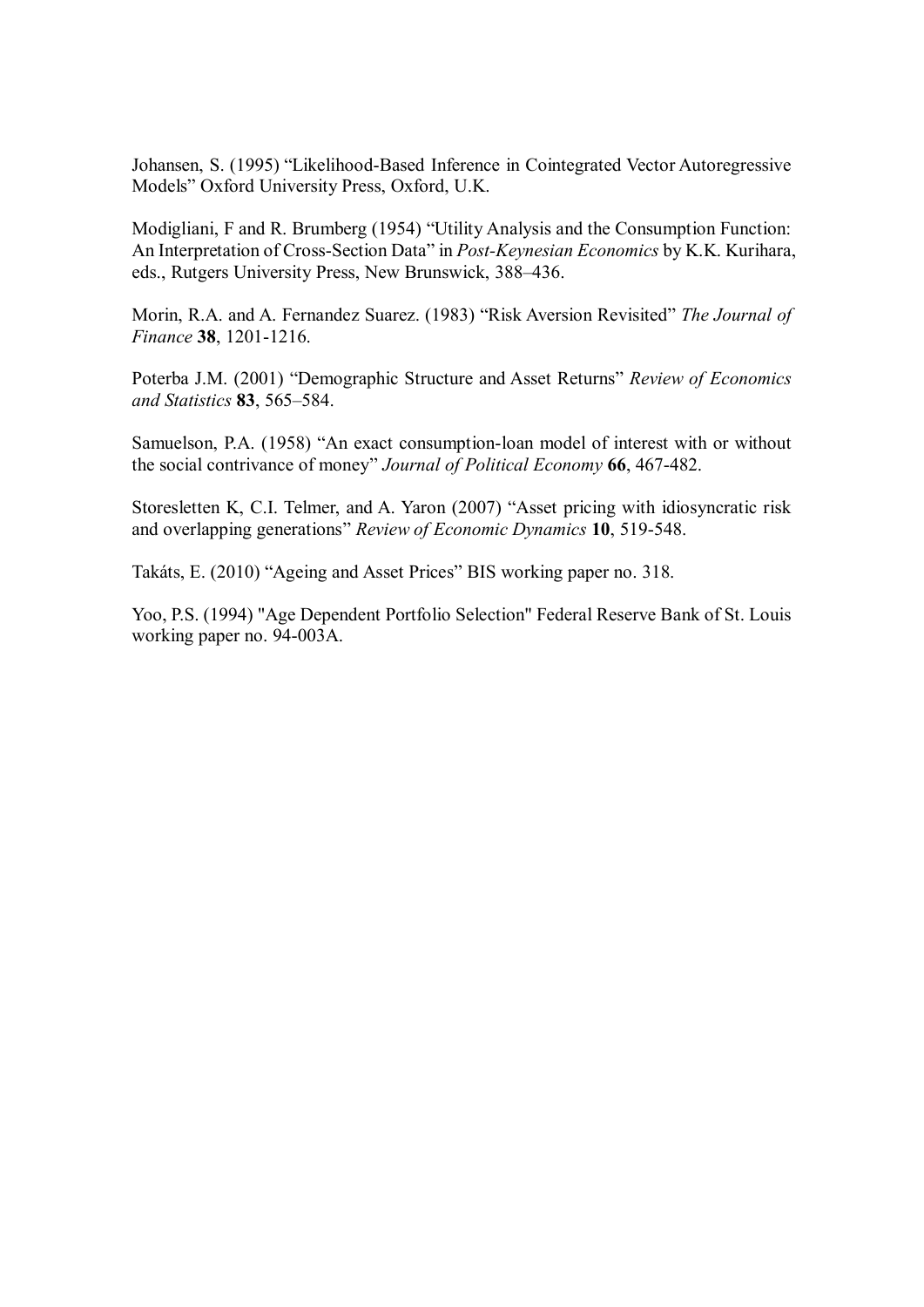Johansen, S. (1995) “Likelihood-Based Inference in Cointegrated Vector Autoregressive Models” Oxford University Press, Oxford, U.K.

Modigliani, F and R. Brumberg (1954) “Utility Analysis and the Consumption Function: An Interpretation of Cross-Section Data” in *Post-Keynesian Economics* by K.K. Kurihara, eds., Rutgers University Press, New Brunswick, 388–436.

Morin, R.A. and A. Fernandez Suarez. (1983) “Risk Aversion Revisited” *The Journal of Finance* **38**, 1201-1216.

Poterba J.M. (2001) “Demographic Structure and Asset Returns” *Review of Economics and Statistics* **83**, 565–584.

Samuelson, P.A. (1958) “An exact consumption-loan model of interest with or without the social contrivance of money” *Journal of Political Economy* **66**, 467-482.

Storesletten K, C.I. Telmer, and A. Yaron (2007) “Asset pricing with idiosyncratic risk and overlapping generations” *Review of Economic Dynamics* **10**, 519-548.

Takáts, E. (2010) “Ageing and Asset Prices” BIS working paper no. 318.

Yoo, P.S. (1994) "Age Dependent Portfolio Selection" Federal Reserve Bank of St. Louis working paper no. 94-003A.